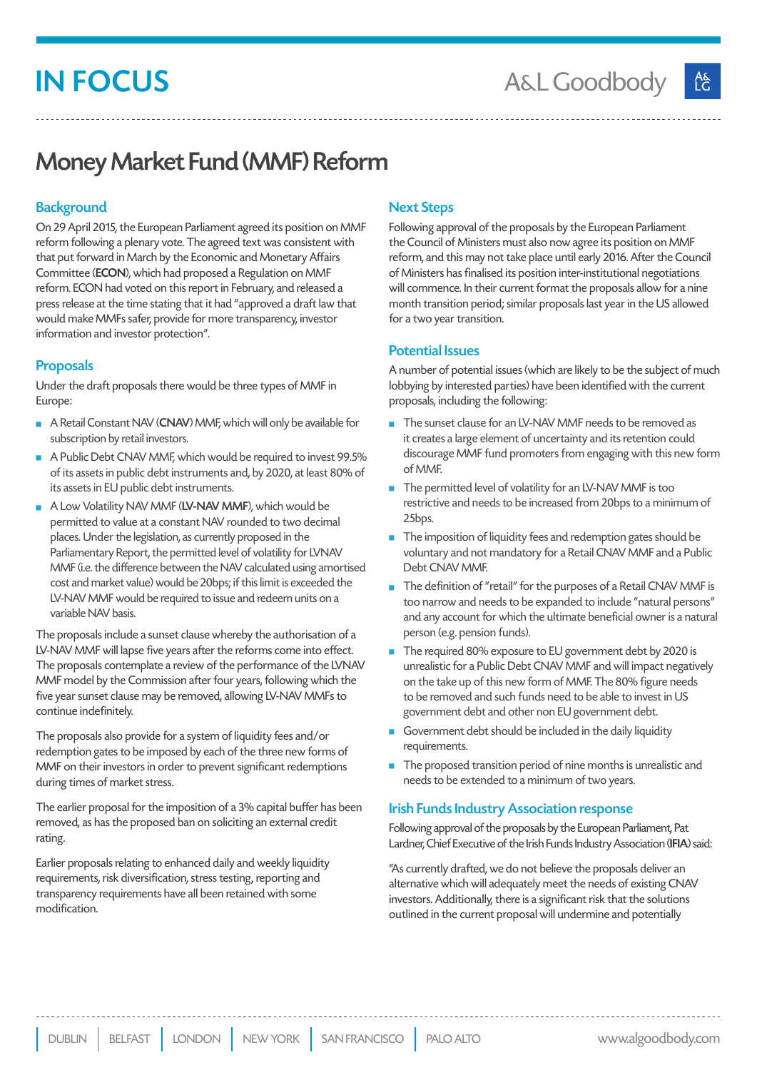# Money Market Fund (MMF) Reform

## Background

On 29 April 2015, the European Parliament agreed its position on MMF reform following a plenary vote. The agreed text was consistent with that put forward in March by the Economic and Monetary Affairs Committee (**ECON**), which had proposed a Regulation on MMF reform. ECON had voted on this report in February, and released a press release at the time stating that it had "approved a draft law that would make MMFs safer, provide for more transparency, investor information and investor protection".

## Proposals

Under the draft proposals there would be three types of MMF in Europe:

- A Retail Constant NAV (**CNAV**) MMF, which will only be available for subscription by retail investors.
- A Public Debt CNAV MMF, which would be required to invest 99.5% of its assets in public debt instruments and, by 2020, at least 80% of its assets in EU public debt instruments.
- A Low Volatility NAV MMF (**LV-NAV MMF**), which would be permitted to value at a constant NAV rounded to two decimal places. Under the legislation, as currently proposed in the Parliamentary Report, the permitted level of volatility for LVNAV MMF (i.e. the difference between the NAV calculated using amortised cost and market value) would be 20bps; if this limit is exceeded the LV-NAV MMF would be required to issue and redeem units on a variable NAV basis.

The proposals include a sunset clause whereby the authorisation of a LV-NAV MMF will lapse five years after the reforms come into effect. The proposals contemplate a review of the performance of the LVNAV MMF model by the Commission after four years, following which the five year sunset clause may be removed, allowing LV-NAV MMFs to continue indefinitely.

The proposals also provide for a system of liquidity fees and/or redemption gates to be imposed by each of the three new forms of MMF on their investors in order to prevent significant redemptions during times of market stress.

The earlier proposal for the imposition of a 3% capital buffer has been removed, as has the proposed ban on soliciting an external credit rating.

Earlier proposals relating to enhanced daily and weekly liquidity requirements, risk diversification, stress testing, reporting and transparency requirements have all been retained with some modification.

## Next Steps

Following approval of the proposals by the European Parliament the Council of Ministers must also now agree its position on MMF reform, and this may not take place until early 2016. After the Council of Ministers has finalised its position inter-institutional negotiations will commence. In their current format the proposals allow for a nine month transition period; similar proposals last year in the US allowed for a two year transition.

## Potential Issues

A number of potential issues (which are likely to be the subject of much lobbying by interested parties) have been identified with the current proposals, including the following:

- The sunset clause for an LV-NAV MMF needs to be removed as it creates a large element of uncertainty and its retention could discourage MMF fund promoters from engaging with this new form of MMF.
- The permitted level of volatility for an LV-NAV MMF is too restrictive and needs to be increased from 20bps to a minimum of 25bps.
- The imposition of liquidity fees and redemption gates should be voluntary and not mandatory for a Retail CNAV MMF and a Public Debt CNAV MMF.
- The definition of "retail" for the purposes of a Retail CNAV MMF is too narrow and needs to be expanded to include "natural persons" and any account for which the ultimate beneficial owner is a natural person (e.g. pension funds).
- The required 80% exposure to EU government debt by 2020 is unrealistic for a Public Debt CNAV MMF and will impact negatively on the take up of this new form of MMF. The 80% figure needs to be removed and such funds need to be able to invest in US government debt and other non EU government debt.
- Government debt should be included in the daily liquidity requirements.
- The proposed transition period of nine months is unrealistic and needs to be extended to a minimum of two years.

## Irish Funds Industry Association response

Following approval of the proposals by the European Parliament, Pat Lardner, Chief Executive of the Irish Funds Industry Association (**IFIA**) said:

"As currently drafted, we do not believe the proposals deliver an alternative which will adequately meet the needs of existing CNAV investors. Additionally, there is a significant risk that the solutions outlined in the current proposal will undermine and potentially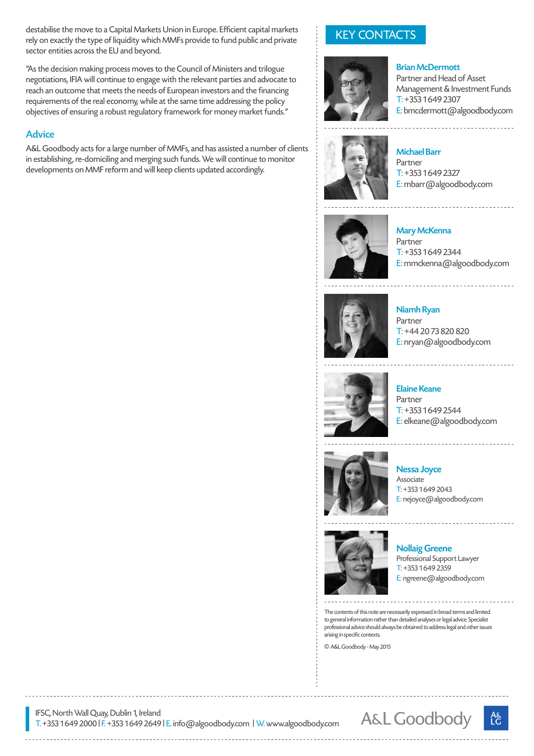destabilise the move to a Capital Markets Union in Europe. Efficient capital markets rely on exactly the type of liquidity which MMFs provide to fund public and private sector entities across the EU and beyond.

"As the decision making process moves to the Council of Ministers and trilogue negotiations, IFIA will continue to engage with the relevant parties and advocate to reach an outcome that meets the needs of European investors and the financing requirements of the real economy, while at the same time addressing the policy objectives of ensuring a robust regulatory framework for money market funds."

## Advice

A&L Goodbody acts for a large number of MMFs, and has assisted a number of clients in establishing, re-domiciling and merging such funds. We will continue to monitor developments on MMF reform and will keep clients updated accordingly.

## KEY CONTACTS

**Brian McDermott**
Partner and Head of Asset Management & Investment Funds
T: +353 1 649 2307
E: bmcdermott@algoodbody.com

**Michael Barr**
Partner
T: +353 1 649 2327
E: mbarr@algoodbody.com

**Mary McKenna**
Partner
T: +353 1 649 2344
E: mmckenna@algoodbody.com

**Niamh Ryan**
Partner
T: +44 20 73 820 820
E: nryan@algoodbody.com

**Elaine Keane**
Partner
T: +353 1 649 2544
E: elkeane@algoodbody.com

**Nessa Joyce**
Associate
T: +353 1 649 2043
E: nejoyce@algoodbody.com

**Nollaig Greene**
Professional Support Lawyer
T: +353 1 649 2359
E: ngreene@algoodbody.com

The contents of this note are necessarily expressed in broad terms and limited to general information rather than detailed analyses or legal advice. Specialist professional advice should always be obtained to address legal and other issues arising in specific contexts.

© A&L Goodbody - May 2015

IFSC, North Wall Quay, Dublin 1, Ireland
T. +353 1 649 2000 | F. +353 1 649 2649 | E. info@algoodbody.com | W. www.algoodbody.com

A&L Goodbody